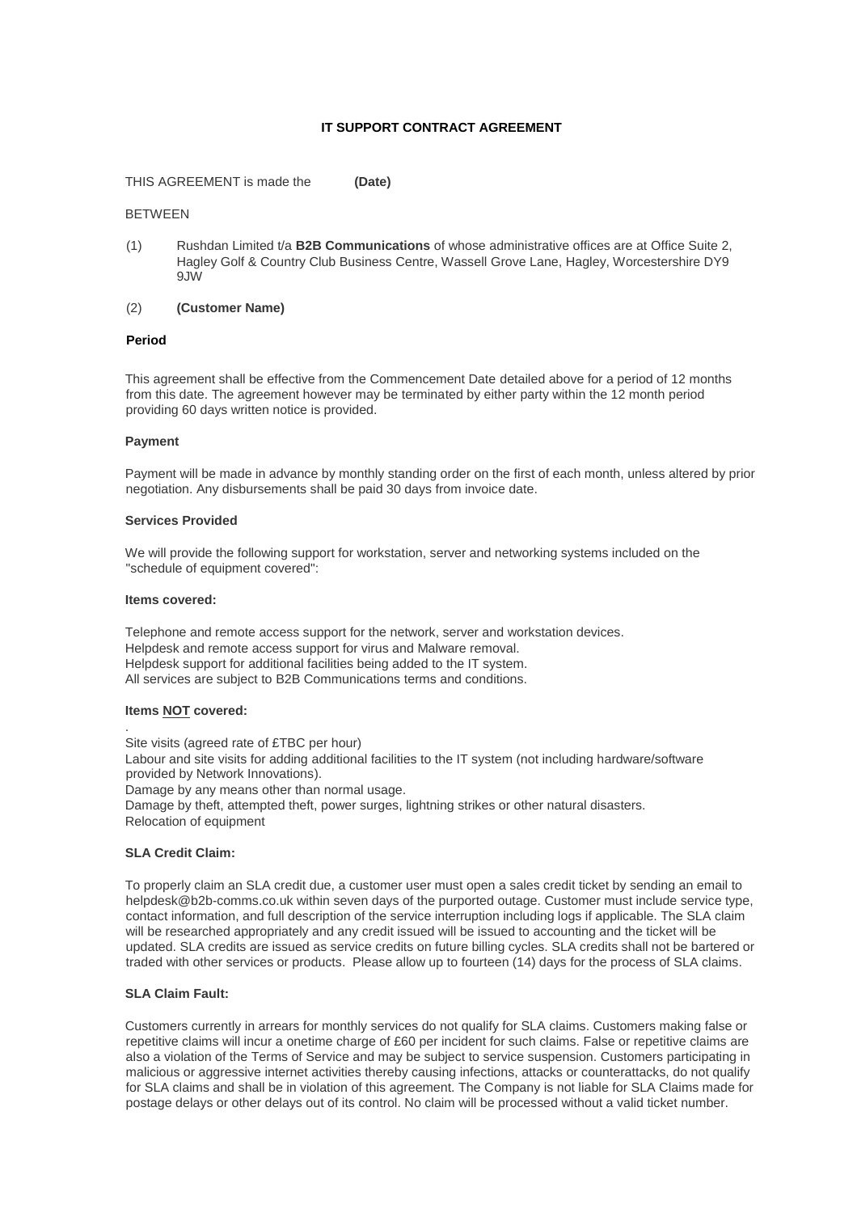**IT SUPPORT CONTRACT AGREEMENT**

THIS AGREEMENT is made the **(Date)**

BETWEEN

(1) Rushdan Limited t/a **B2B Communications** of whose administrative offices are at Office Suite 2, Hagley Golf & Country Club Business Centre, Wassell Grove Lane, Hagley, Worcestershire DY9 9JW

(2) **(Customer Name)**

**Period**

This agreement shall be effective from the Commencement Date detailed above for a period of 12 months from this date. The agreement however may be terminated by either party within the 12 month period providing 60 days written notice is provided.

**Payment**

Payment will be made in advance by monthly standing order on the first of each month, unless altered by prior negotiation. Any disbursements shall be paid 30 days from invoice date.

**Services Provided**

We will provide the following support for workstation, server and networking systems included on the "schedule of equipment covered":

**Items covered:**

Telephone and remote access support for the network, server and workstation devices.
Helpdesk and remote access support for virus and Malware removal.
Helpdesk support for additional facilities being added to the IT system.
All services are subject to B2B Communications terms and conditions.

**Items <u>NOT</u> covered:**

.
Site visits (agreed rate of £TBC per hour)
Labour and site visits for adding additional facilities to the IT system (not including hardware/software provided by Network Innovations).
Damage by any means other than normal usage.
Damage by theft, attempted theft, power surges, lightning strikes or other natural disasters.
Relocation of equipment

**SLA Credit Claim:**

To properly claim an SLA credit due, a customer user must open a sales credit ticket by sending an email to helpdesk@b2b-comms.co.uk within seven days of the purported outage. Customer must include service type, contact information, and full description of the service interruption including logs if applicable. The SLA claim will be researched appropriately and any credit issued will be issued to accounting and the ticket will be updated. SLA credits are issued as service credits on future billing cycles. SLA credits shall not be bartered or traded with other services or products. Please allow up to fourteen (14) days for the process of SLA claims.

**SLA Claim Fault:**

Customers currently in arrears for monthly services do not qualify for SLA claims. Customers making false or repetitive claims will incur a onetime charge of £60 per incident for such claims. False or repetitive claims are also a violation of the Terms of Service and may be subject to service suspension. Customers participating in malicious or aggressive internet activities thereby causing infections, attacks or counterattacks, do not qualify for SLA claims and shall be in violation of this agreement. The Company is not liable for SLA Claims made for postage delays or other delays out of its control. No claim will be processed without a valid ticket number.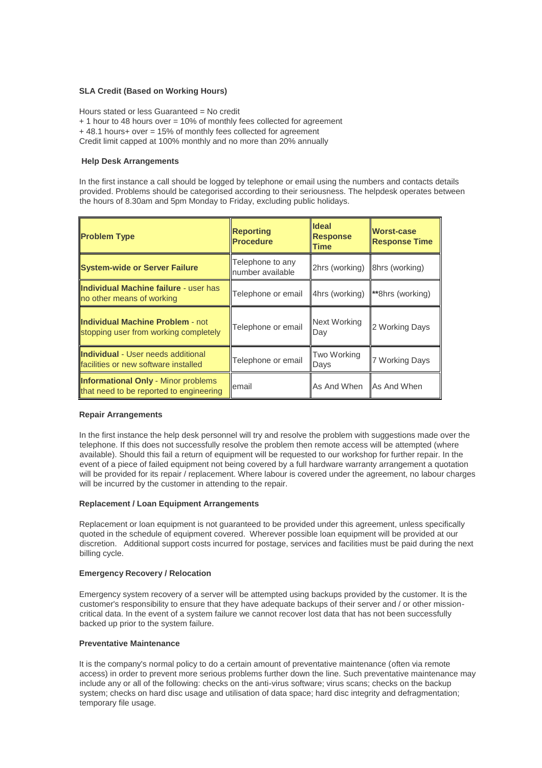**SLA Credit (Based on Working Hours)**

Hours stated or less Guaranteed = No credit
+ 1 hour to 48 hours over = 10% of monthly fees collected for agreement
+ 48.1 hours+ over = 15% of monthly fees collected for agreement
Credit limit capped at 100% monthly and no more than 20% annually

**Help Desk Arrangements**

In the first instance a call should be logged by telephone or email using the numbers and contacts details provided. Problems should be categorised according to their seriousness. The helpdesk operates between the hours of 8.30am and 5pm Monday to Friday, excluding public holidays.

| **Problem Type** | **Reporting Procedure** | **Ideal Response Time** | **Worst-case Response Time** |
|---|---|---|---|
| **System-wide or Server Failure** | Telephone to any number available | 2hrs (working) | 8hrs (working) |
| **Individual Machine failure** - user has no other means of working | Telephone or email | 4hrs (working) | **8hrs (working) |
| **Individual Machine Problem** - not stopping user from working completely | Telephone or email | Next Working Day | 2 Working Days |
| **Individual** - User needs additional facilities or new software installed | Telephone or email | Two Working Days | 7 Working Days |
| **Informational Only** - Minor problems that need to be reported to engineering | email | As And When | As And When |

**Repair Arrangements**

In the first instance the help desk personnel will try and resolve the problem with suggestions made over the telephone. If this does not successfully resolve the problem then remote access will be attempted (where available). Should this fail a return of equipment will be requested to our workshop for further repair. In the event of a piece of failed equipment not being covered by a full hardware warranty arrangement a quotation will be provided for its repair / replacement. Where labour is covered under the agreement, no labour charges will be incurred by the customer in attending to the repair.

**Replacement / Loan Equipment Arrangements**

Replacement or loan equipment is not guaranteed to be provided under this agreement, unless specifically quoted in the schedule of equipment covered. Wherever possible loan equipment will be provided at our discretion. Additional support costs incurred for postage, services and facilities must be paid during the next billing cycle.

**Emergency Recovery / Relocation**

Emergency system recovery of a server will be attempted using backups provided by the customer. It is the customer's responsibility to ensure that they have adequate backups of their server and / or other mission-critical data. In the event of a system failure we cannot recover lost data that has not been successfully backed up prior to the system failure.

**Preventative Maintenance**

It is the company's normal policy to do a certain amount of preventative maintenance (often via remote access) in order to prevent more serious problems further down the line. Such preventative maintenance may include any or all of the following: checks on the anti-virus software; virus scans; checks on the backup system; checks on hard disc usage and utilisation of data space; hard disc integrity and defragmentation; temporary file usage.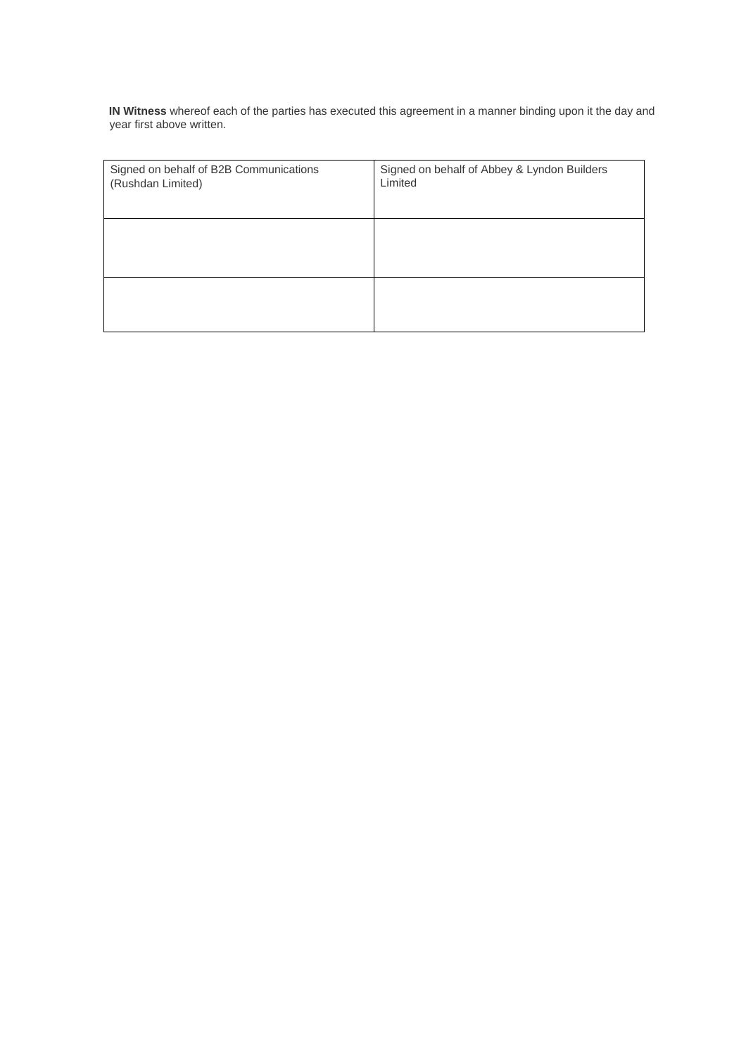**IN Witness** whereof each of the parties has executed this agreement in a manner binding upon it the day and year first above written.

| | |
|---|---|
| Signed on behalf of B2B Communications (Rushdan Limited) | Signed on behalf of Abbey & Lyndon Builders Limited |
| | |
| | |